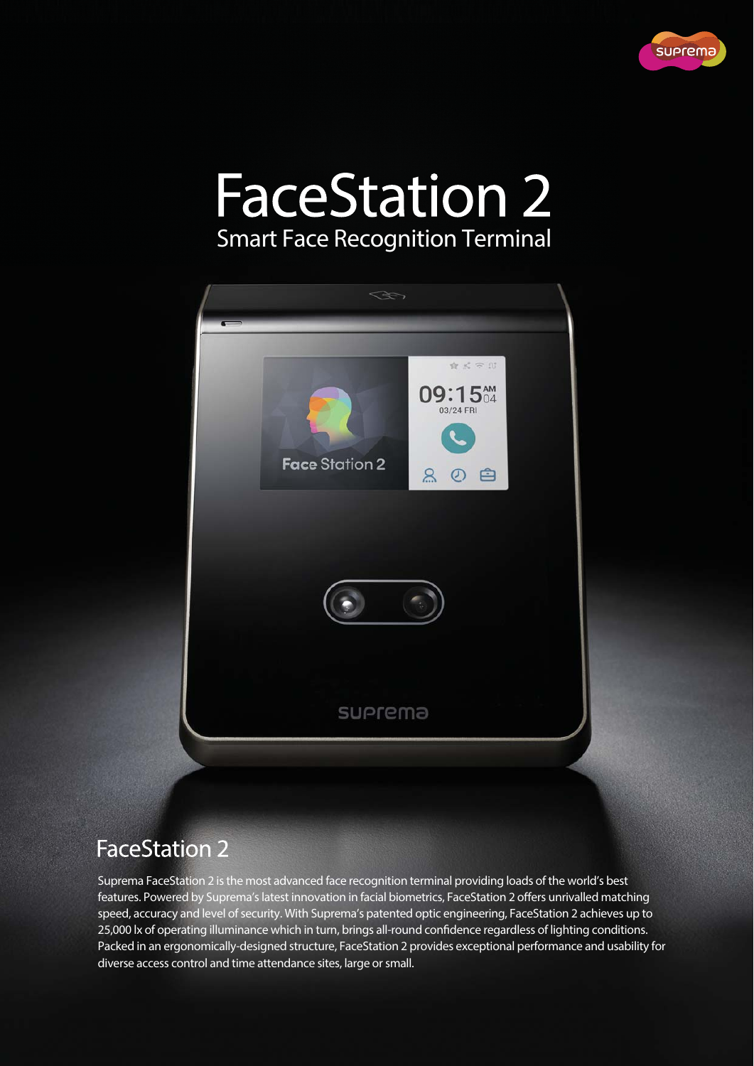# FaceStation 2

Smart Face Recognition Terminal

## FaceStation 2

Suprema FaceStation 2 is the most advanced face recognition terminal providing loads of the world's best features. Powered by Suprema's latest innovation in facial biometrics, FaceStation 2 offers unrivalled matching speed, accuracy and level of security. With Suprema's patented optic engineering, FaceStation 2 achieves up to 25,000 lx of operating illuminance which in turn, brings all-round confidence regardless of lighting conditions. Packed in an ergonomically-designed structure, FaceStation 2 provides exceptional performance and usability for diverse access control and time attendance sites, large or small.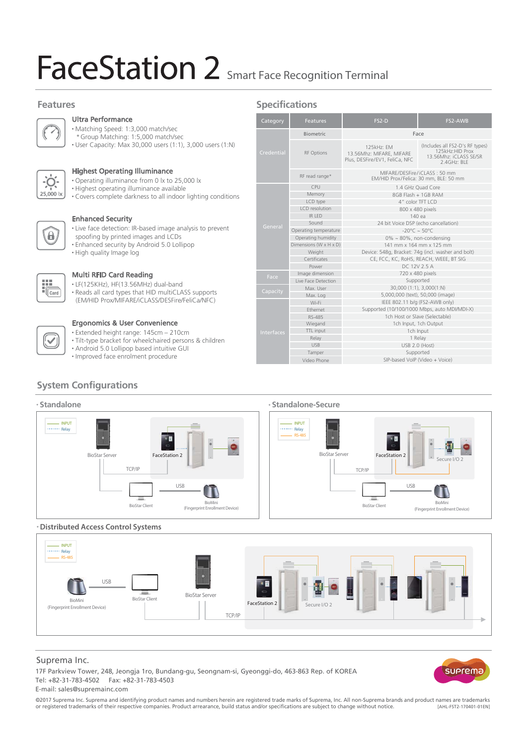# FaceStation 2 Smart Face Recognition Terminal

## Features

### Ultra Performance
- Matching Speed: 1:3,000 match/sec
  * Group Matching: 1:5,000 match/sec
- User Capacity: Max 30,000 users (1:1), 3,000 users (1:N)

### Highest Operating Illuminance
- Operating illuminance from 0 lx to 25,000 lx
- Highest operating illuminance available
- Covers complete darkness to all indoor lighting conditions

### Enhanced Security
- Live face detection: IR-based image analysis to prevent spoofing by printed images and LCDs
- Enhanced security by Android 5.0 Lollipop
- High quality Image log

### Multi RFID Card Reading
- LF(125KHz), HF(13.56MHz) dual-band
- Reads all card types that HID multiCLASS supports (EM/HID Prox/MIFARE/iCLASS/DESFire/FeliCa/NFC)

### Ergonomics & User Convenience
- Extended height range: 145cm – 210cm
- Tilt-type bracket for wheelchaired persons & children
- Android 5.0 Lollipop based intuitive GUI
- Improved face enrolment procedure

## Specifications

| Category | Features | FS2-D | FS2-AWB |
|---|---|---|---|
| Credential | Biometric | Face | |
| | RF Options | 125kHz: EM<br>13.56Mhz: MIFARE, MIFARE Plus, DESFire/EV1, FeliCa, NFC | (Includes all FS2-D's RF types)<br>125kHz:HID Prox<br>13.56Mhz: iCLASS SE/SR<br>2.4GHz: BLE |
| | RF read range* | MIFARE/DESFire/iCLASS : 50 mm<br>EM/HID Prox/Felica: 30 mm, BLE: 50 mm | |
| General | CPU | 1.4 GHz Quad Core | |
| | Memory | 8GB Flash + 1GB RAM | |
| | LCD type | 4" color TFT LCD | |
| | LCD resolution | 800 x 480 pixels | |
| | IR LED | 140 ea | |
| | Sound | 24 bit Voice DSP (echo cancellation) | |
| | Operating temperature | -20°C ~ 50°C | |
| | Operating humidity | 0% ~ 80%, non-condensing | |
| | Dimensions (W x H x D) | 141 mm x 164 mm x 125 mm | |
| | Weight | Device: 548g, Bracket: 74g (incl. washer and bolt) | |
| | Certificates | CE, FCC, KC, RoHS, REACH, WEEE, BT SIG | |
| | Power | DC 12V 2.5 A | |
| Face | Image dimension | 720 x 480 pixels | |
| | Live Face Detection | Supported | |
| Capacity | Max. User | 30,000 (1:1), 3,000(1:N) | |
| | Max. Log | 5,000,000 (text), 50,000 (image) | |
| Interfaces | Wi-Fi | IEEE 802.11 b/g (FS2-AWB only) | |
| | Ethernet | Supported (10/100/1000 Mbps, auto MDI/MDI-X) | |
| | RS-485 | 1ch Host or Slave (Selectable) | |
| | Wiegand | 1ch Input, 1ch Output | |
| | TTL input | 1ch Input | |
| | Relay | 1 Relay | |
| | USB | USB 2.0 (Host) | |
| | Tamper | Supported | |
| | Video Phone | SIP-based VoIP (Video + Voice) | |

## System Configurations

### Standalone

INPUT
Relay
BioStar Server
FaceStation 2
TCP/IP
USB
BioStar Client
BioMini
(Fingerprint Enrollment Device)

### Standalone-Secure

INPUT
Relay
RS-485
BioStar Server
FaceStation 2
Secure I/O 2
TCP/IP
USB
BioStar Client
BioMini
(Fingerprint Enrollment Device)

### Distributed Access Control Systems

INPUT
Relay
RS-485
USB
BioMini
(Fingerprint Enrollment Device)
BioStar Client
BioStar Server
FaceStation 2
Secure I/O 2
TCP/IP

---

Suprema Inc.
17F Parkview Tower, 248, Jeongja 1ro, Bundang-gu, Seongnam-si, Gyeonggi-do, 463-863 Rep. of KOREA
Tel: +82-31-783-4502  Fax: +82-31-783-4503
E-mail: sales@supremainc.com

suprema

©2017 Suprema Inc. Suprema and identifying product names and numbers herein are registered trade marks of Suprema, Inc. All non-Suprema brands and product names are trademarks or registered trademarks of their respective companies. Product arrearance, build status and/or specifications are subject to change without notice. [AHL-FST2-170401-01EN]